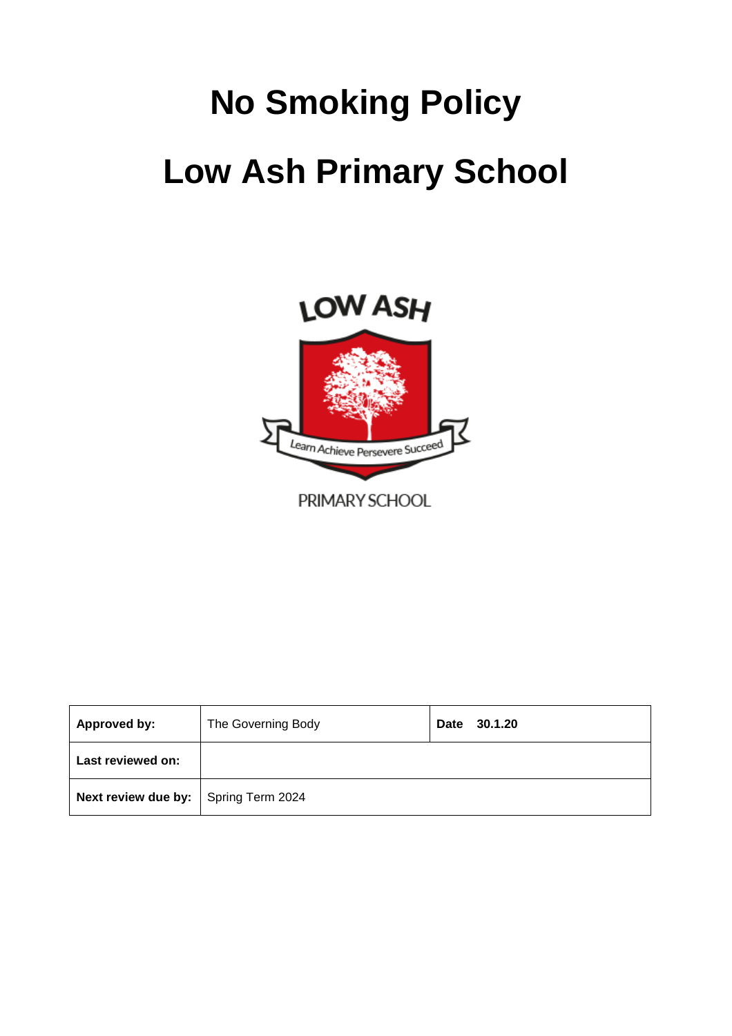# No Smoking Policy

# Low Ash Primary School

LOW ASH

Learn Achieve Persevere Succeed

PRIMARY SCHOOL

| **Approved by:** | The Governing Body | **Date 30.1.20** |
|---|---|---|
| **Last reviewed on:** | | |
| **Next review due by:** | Spring Term 2024 | |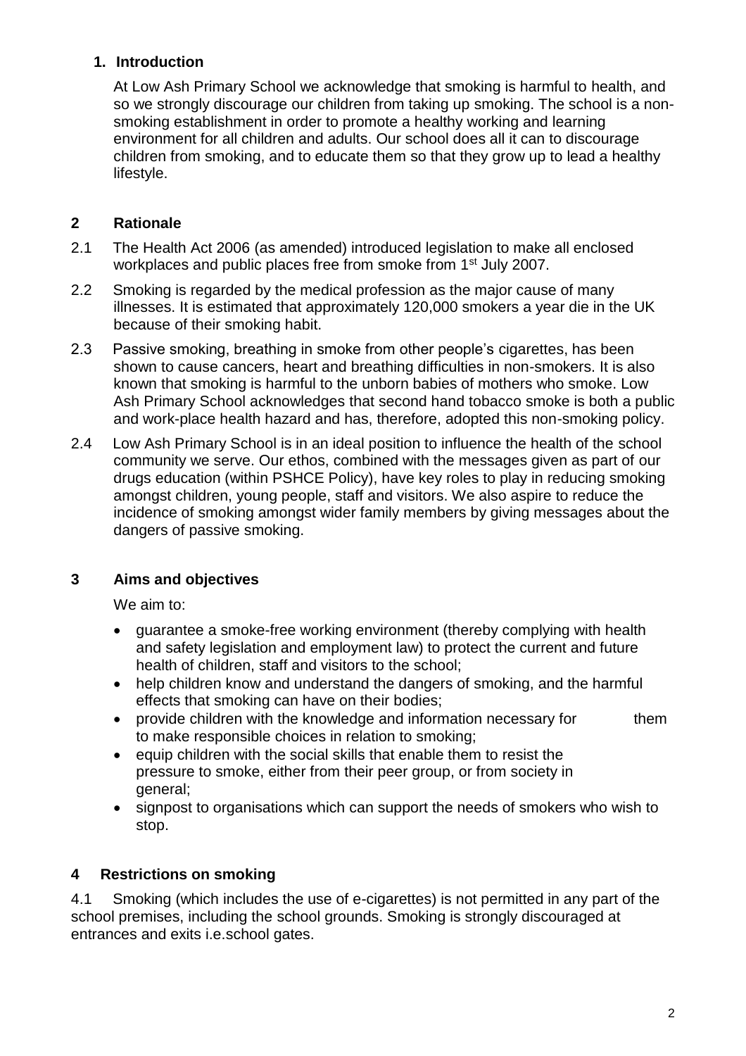## 1. Introduction

At Low Ash Primary School we acknowledge that smoking is harmful to health, and so we strongly discourage our children from taking up smoking. The school is a non-smoking establishment in order to promote a healthy working and learning environment for all children and adults. Our school does all it can to discourage children from smoking, and to educate them so that they grow up to lead a healthy lifestyle.

## 2 Rationale

2.1 The Health Act 2006 (as amended) introduced legislation to make all enclosed workplaces and public places free from smoke from 1st July 2007.

2.2 Smoking is regarded by the medical profession as the major cause of many illnesses. It is estimated that approximately 120,000 smokers a year die in the UK because of their smoking habit.

2.3 Passive smoking, breathing in smoke from other people's cigarettes, has been shown to cause cancers, heart and breathing difficulties in non-smokers. It is also known that smoking is harmful to the unborn babies of mothers who smoke. Low Ash Primary School acknowledges that second hand tobacco smoke is both a public and work-place health hazard and has, therefore, adopted this non-smoking policy.

2.4 Low Ash Primary School is in an ideal position to influence the health of the school community we serve. Our ethos, combined with the messages given as part of our drugs education (within PSHCE Policy), have key roles to play in reducing smoking amongst children, young people, staff and visitors. We also aspire to reduce the incidence of smoking amongst wider family members by giving messages about the dangers of passive smoking.

## 3 Aims and objectives

We aim to:

- guarantee a smoke-free working environment (thereby complying with health and safety legislation and employment law) to protect the current and future health of children, staff and visitors to the school;
- help children know and understand the dangers of smoking, and the harmful effects that smoking can have on their bodies;
- provide children with the knowledge and information necessary for them to make responsible choices in relation to smoking;
- equip children with the social skills that enable them to resist the pressure to smoke, either from their peer group, or from society in general;
- signpost to organisations which can support the needs of smokers who wish to stop.

## 4 Restrictions on smoking

4.1 Smoking (which includes the use of e-cigarettes) is not permitted in any part of the school premises, including the school grounds. Smoking is strongly discouraged at entrances and exits i.e.school gates.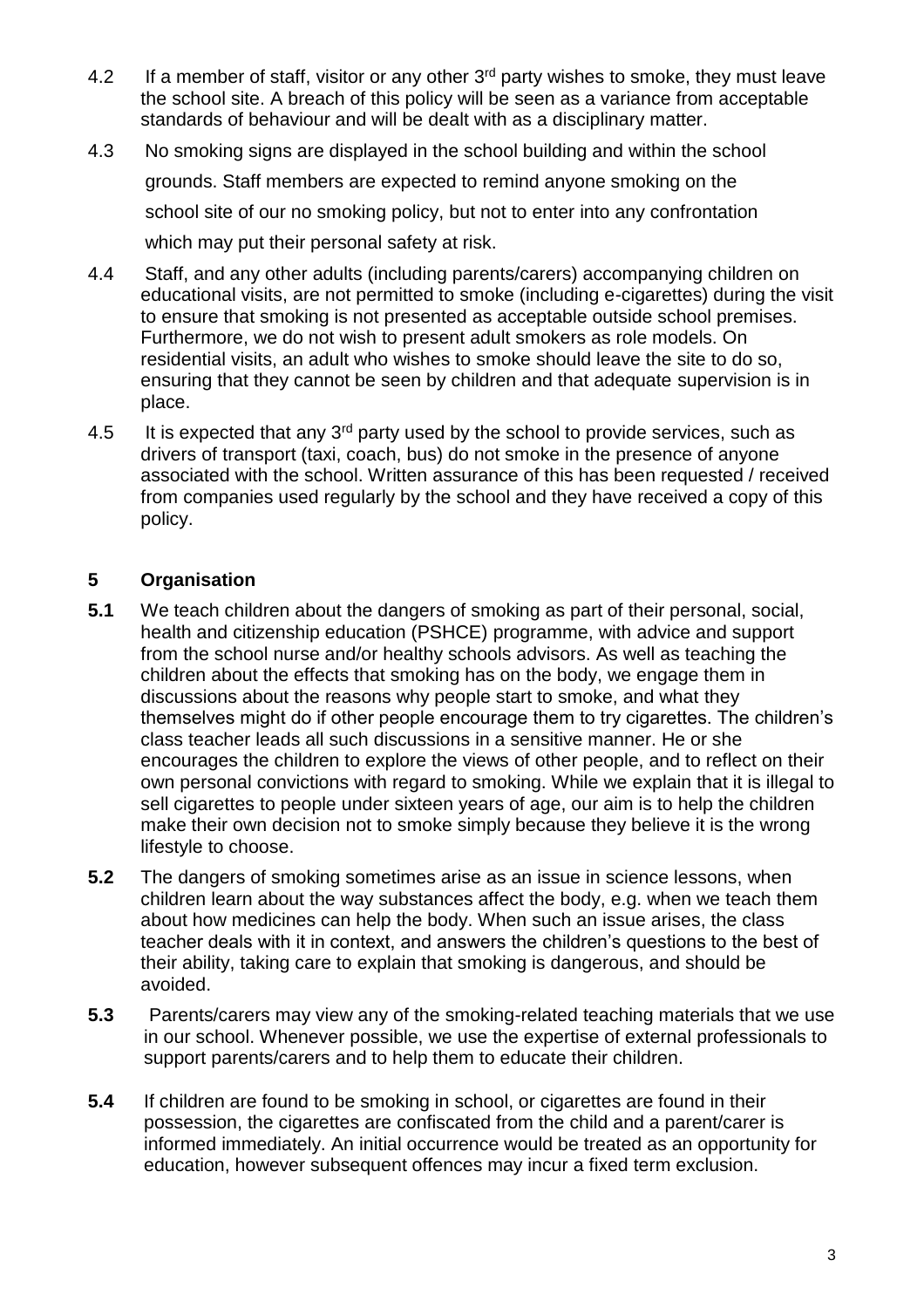4.2 If a member of staff, visitor or any other 3rd party wishes to smoke, they must leave the school site. A breach of this policy will be seen as a variance from acceptable standards of behaviour and will be dealt with as a disciplinary matter.

4.3 No smoking signs are displayed in the school building and within the school grounds. Staff members are expected to remind anyone smoking on the school site of our no smoking policy, but not to enter into any confrontation which may put their personal safety at risk.

4.4 Staff, and any other adults (including parents/carers) accompanying children on educational visits, are not permitted to smoke (including e-cigarettes) during the visit to ensure that smoking is not presented as acceptable outside school premises. Furthermore, we do not wish to present adult smokers as role models. On residential visits, an adult who wishes to smoke should leave the site to do so, ensuring that they cannot be seen by children and that adequate supervision is in place.

4.5 It is expected that any 3rd party used by the school to provide services, such as drivers of transport (taxi, coach, bus) do not smoke in the presence of anyone associated with the school. Written assurance of this has been requested / received from companies used regularly by the school and they have received a copy of this policy.

## 5 Organisation

**5.1** We teach children about the dangers of smoking as part of their personal, social, health and citizenship education (PSHCE) programme, with advice and support from the school nurse and/or healthy schools advisors. As well as teaching the children about the effects that smoking has on the body, we engage them in discussions about the reasons why people start to smoke, and what they themselves might do if other people encourage them to try cigarettes. The children's class teacher leads all such discussions in a sensitive manner. He or she encourages the children to explore the views of other people, and to reflect on their own personal convictions with regard to smoking. While we explain that it is illegal to sell cigarettes to people under sixteen years of age, our aim is to help the children make their own decision not to smoke simply because they believe it is the wrong lifestyle to choose.

**5.2** The dangers of smoking sometimes arise as an issue in science lessons, when children learn about the way substances affect the body, e.g. when we teach them about how medicines can help the body. When such an issue arises, the class teacher deals with it in context, and answers the children's questions to the best of their ability, taking care to explain that smoking is dangerous, and should be avoided.

**5.3** Parents/carers may view any of the smoking-related teaching materials that we use in our school. Whenever possible, we use the expertise of external professionals to support parents/carers and to help them to educate their children.

**5.4** If children are found to be smoking in school, or cigarettes are found in their possession, the cigarettes are confiscated from the child and a parent/carer is informed immediately. An initial occurrence would be treated as an opportunity for education, however subsequent offences may incur a fixed term exclusion.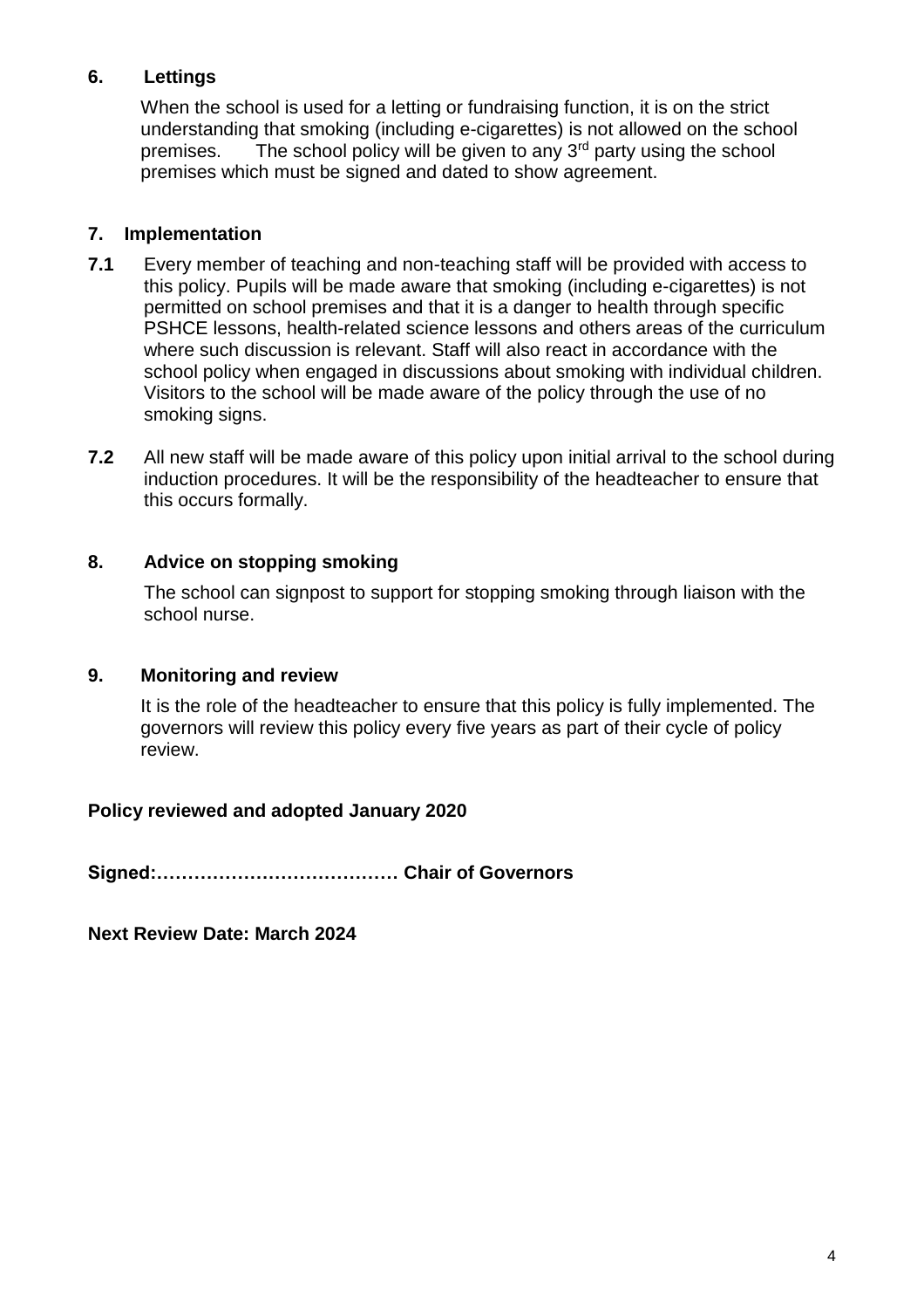## 6. Lettings

When the school is used for a letting or fundraising function, it is on the strict understanding that smoking (including e-cigarettes) is not allowed on the school premises. The school policy will be given to any 3rd party using the school premises which must be signed and dated to show agreement.

## 7. Implementation

**7.1** Every member of teaching and non-teaching staff will be provided with access to this policy. Pupils will be made aware that smoking (including e-cigarettes) is not permitted on school premises and that it is a danger to health through specific PSHCE lessons, health-related science lessons and others areas of the curriculum where such discussion is relevant. Staff will also react in accordance with the school policy when engaged in discussions about smoking with individual children. Visitors to the school will be made aware of the policy through the use of no smoking signs.

**7.2** All new staff will be made aware of this policy upon initial arrival to the school during induction procedures. It will be the responsibility of the headteacher to ensure that this occurs formally.

## 8. Advice on stopping smoking

The school can signpost to support for stopping smoking through liaison with the school nurse.

## 9. Monitoring and review

It is the role of the headteacher to ensure that this policy is fully implemented. The governors will review this policy every five years as part of their cycle of policy review.

**Policy reviewed and adopted January 2020**

**Signed:………………………………… Chair of Governors**

**Next Review Date: March 2024**